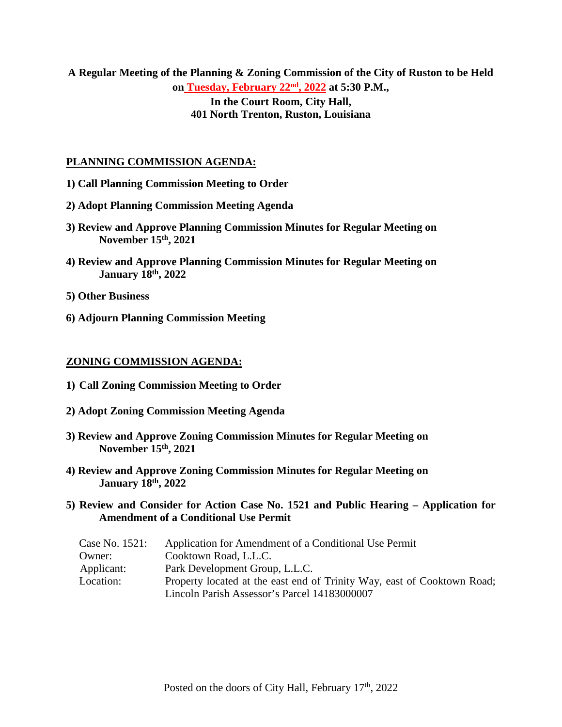**A Regular Meeting of the Planning & Zoning Commission of the City of Ruston to be Held on Tuesday, February 22nd, 2022 at 5:30 P.M.,**
**In the Court Room, City Hall,**
**401 North Trenton, Ruston, Louisiana**

## PLANNING COMMISSION AGENDA:

**1) Call Planning Commission Meeting to Order**

**2) Adopt Planning Commission Meeting Agenda**

**3) Review and Approve Planning Commission Minutes for Regular Meeting on November 15th, 2021**

**4) Review and Approve Planning Commission Minutes for Regular Meeting on January 18th, 2022**

**5) Other Business**

**6) Adjourn Planning Commission Meeting**

## ZONING COMMISSION AGENDA:

**1) Call Zoning Commission Meeting to Order**

**2) Adopt Zoning Commission Meeting Agenda**

**3) Review and Approve Zoning Commission Minutes for Regular Meeting on November 15th, 2021**

**4) Review and Approve Zoning Commission Minutes for Regular Meeting on January 18th, 2022**

**5) Review and Consider for Action Case No. 1521 and Public Hearing – Application for Amendment of a Conditional Use Permit**

| | |
|---|---|
| Case No. 1521: | Application for Amendment of a Conditional Use Permit |
| Owner: | Cooktown Road, L.L.C. |
| Applicant: | Park Development Group, L.L.C. |
| Location: | Property located at the east end of Trinity Way, east of Cooktown Road; Lincoln Parish Assessor's Parcel 14183000007 |

Posted on the doors of City Hall, February 17th, 2022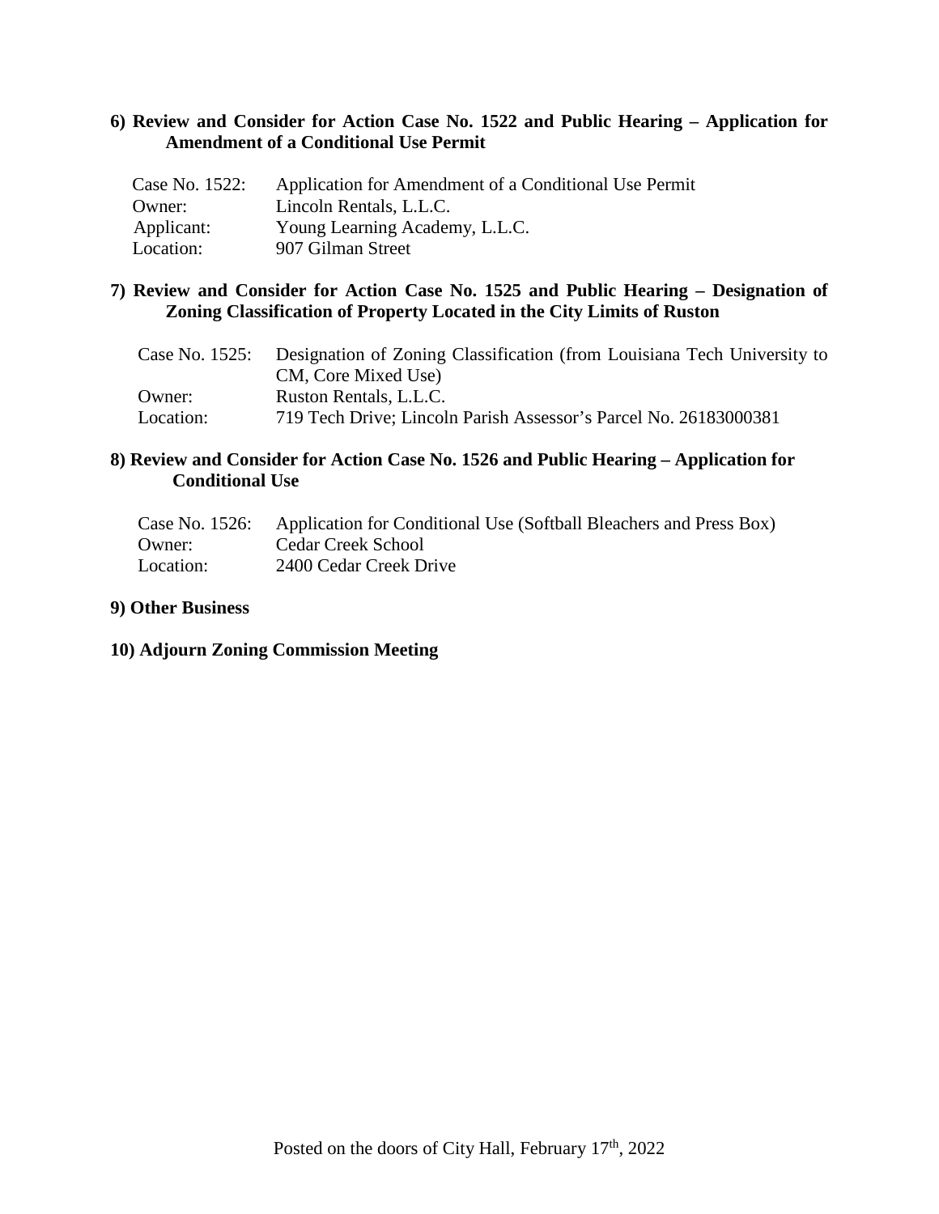**6) Review and Consider for Action Case No. 1522 and Public Hearing – Application for Amendment of a Conditional Use Permit**

| | |
|---|---|
| Case No. 1522: | Application for Amendment of a Conditional Use Permit |
| Owner: | Lincoln Rentals, L.L.C. |
| Applicant: | Young Learning Academy, L.L.C. |
| Location: | 907 Gilman Street |

**7) Review and Consider for Action Case No. 1525 and Public Hearing – Designation of Zoning Classification of Property Located in the City Limits of Ruston**

| | |
|---|---|
| Case No. 1525: | Designation of Zoning Classification (from Louisiana Tech University to CM, Core Mixed Use) |
| Owner: | Ruston Rentals, L.L.C. |
| Location: | 719 Tech Drive; Lincoln Parish Assessor's Parcel No. 26183000381 |

**8) Review and Consider for Action Case No. 1526 and Public Hearing – Application for Conditional Use**

| | |
|---|---|
| Case No. 1526: | Application for Conditional Use (Softball Bleachers and Press Box) |
| Owner: | Cedar Creek School |
| Location: | 2400 Cedar Creek Drive |

**9) Other Business**

**10) Adjourn Zoning Commission Meeting**

Posted on the doors of City Hall, February 17th, 2022